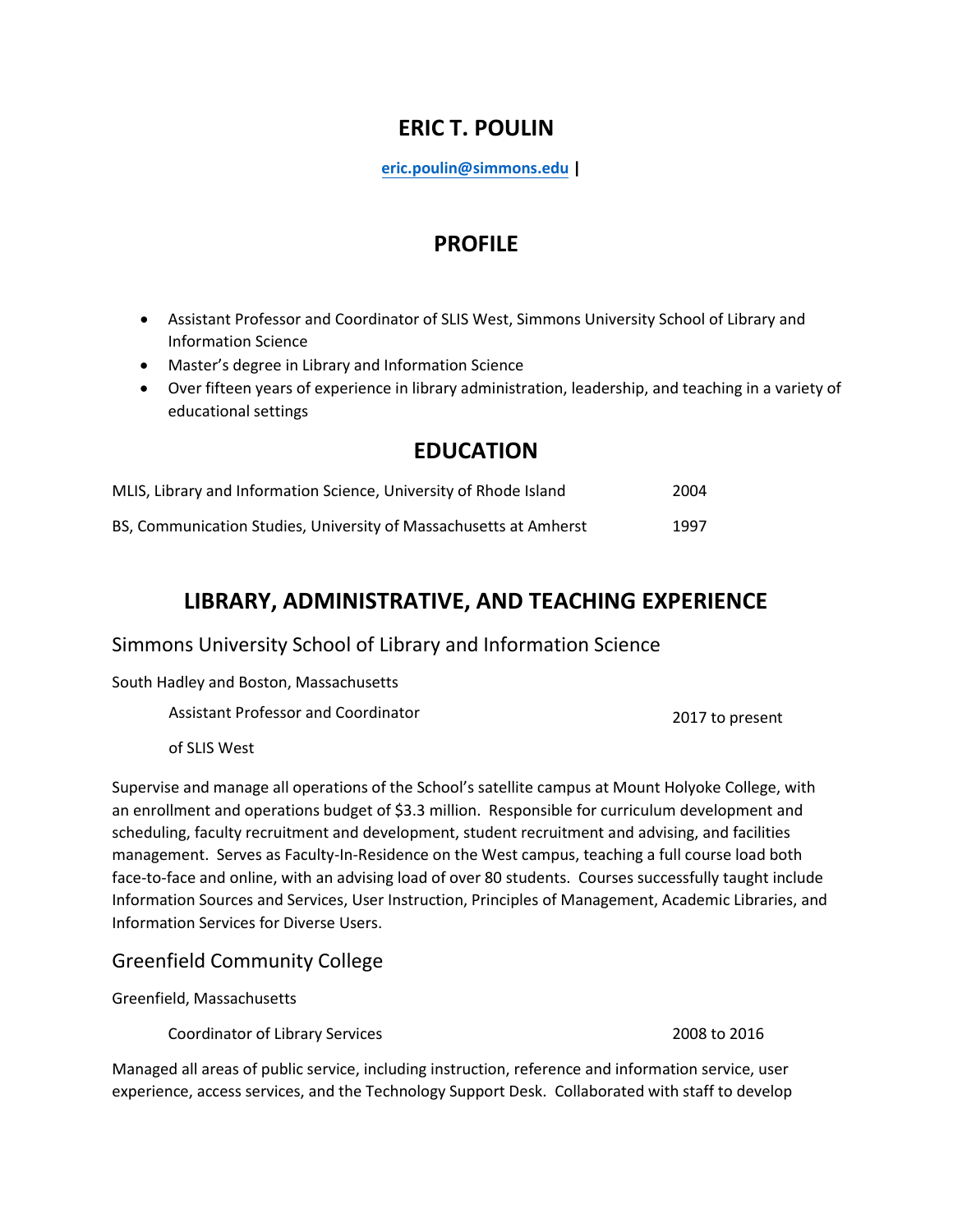# ERIC T. POULIN

**eric.poulin@simmons.edu |**

## PROFILE

- Assistant Professor and Coordinator of SLIS West, Simmons University School of Library and Information Science
- Master's degree in Library and Information Science
- Over fifteen years of experience in library administration, leadership, and teaching in a variety of educational settings

## EDUCATION

MLIS, Library and Information Science, University of Rhode Island 2004

BS, Communication Studies, University of Massachusetts at Amherst 1997

## LIBRARY, ADMINISTRATIVE, AND TEACHING EXPERIENCE

### Simmons University School of Library and Information Science

South Hadley and Boston, Massachusetts

Assistant Professor and Coordinator of SLIS West 2017 to present

Supervise and manage all operations of the School's satellite campus at Mount Holyoke College, with an enrollment and operations budget of $3.3 million. Responsible for curriculum development and scheduling, faculty recruitment and development, student recruitment and advising, and facilities management. Serves as Faculty-In-Residence on the West campus, teaching a full course load both face-to-face and online, with an advising load of over 80 students. Courses successfully taught include Information Sources and Services, User Instruction, Principles of Management, Academic Libraries, and Information Services for Diverse Users.

### Greenfield Community College

Greenfield, Massachusetts

Coordinator of Library Services 2008 to 2016

Managed all areas of public service, including instruction, reference and information service, user experience, access services, and the Technology Support Desk. Collaborated with staff to develop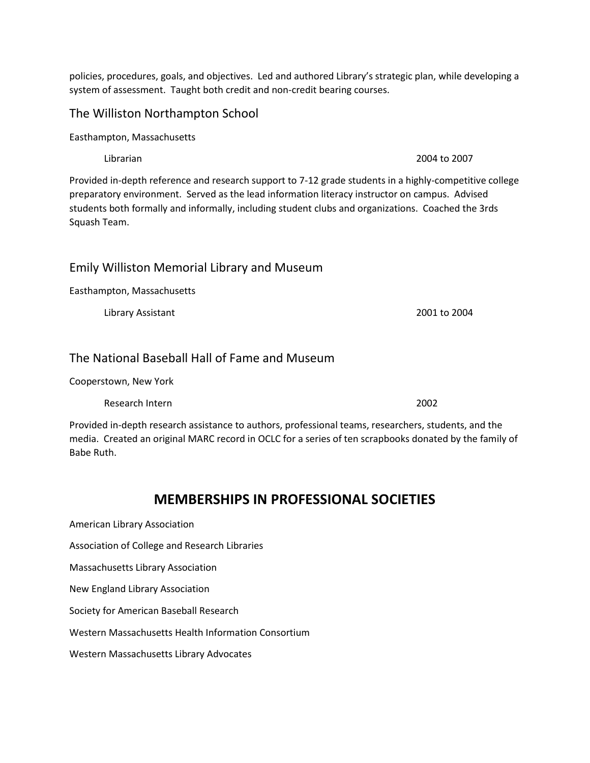policies, procedures, goals, and objectives. Led and authored Library's strategic plan, while developing a system of assessment. Taught both credit and non-credit bearing courses.

### The Williston Northampton School

Easthampton, Massachusetts

Librarian — 2004 to 2007

Provided in-depth reference and research support to 7-12 grade students in a highly-competitive college preparatory environment. Served as the lead information literacy instructor on campus. Advised students both formally and informally, including student clubs and organizations. Coached the 3rds Squash Team.

### Emily Williston Memorial Library and Museum

Easthampton, Massachusetts

Library Assistant — 2001 to 2004

### The National Baseball Hall of Fame and Museum

Cooperstown, New York

Research Intern — 2002

Provided in-depth research assistance to authors, professional teams, researchers, students, and the media. Created an original MARC record in OCLC for a series of ten scrapbooks donated by the family of Babe Ruth.

## MEMBERSHIPS IN PROFESSIONAL SOCIETIES

American Library Association

Association of College and Research Libraries

Massachusetts Library Association

New England Library Association

Society for American Baseball Research

Western Massachusetts Health Information Consortium

Western Massachusetts Library Advocates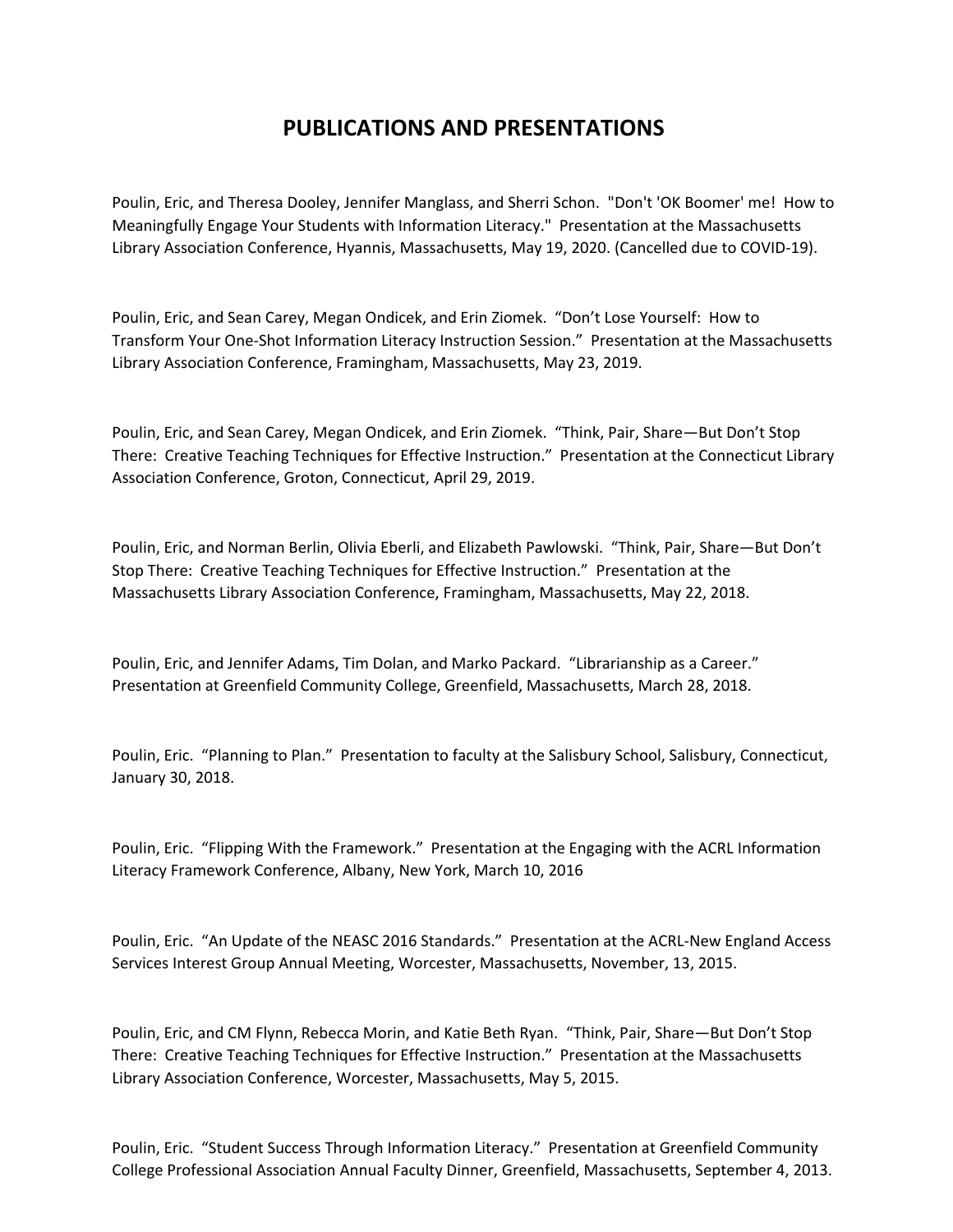# PUBLICATIONS AND PRESENTATIONS

Poulin, Eric, and Theresa Dooley, Jennifer Manglass, and Sherri Schon. "Don't 'OK Boomer' me! How to Meaningfully Engage Your Students with Information Literacy." Presentation at the Massachusetts Library Association Conference, Hyannis, Massachusetts, May 19, 2020. (Cancelled due to COVID-19).

Poulin, Eric, and Sean Carey, Megan Ondicek, and Erin Ziomek. "Don't Lose Yourself: How to Transform Your One-Shot Information Literacy Instruction Session." Presentation at the Massachusetts Library Association Conference, Framingham, Massachusetts, May 23, 2019.

Poulin, Eric, and Sean Carey, Megan Ondicek, and Erin Ziomek. "Think, Pair, Share—But Don't Stop There: Creative Teaching Techniques for Effective Instruction." Presentation at the Connecticut Library Association Conference, Groton, Connecticut, April 29, 2019.

Poulin, Eric, and Norman Berlin, Olivia Eberli, and Elizabeth Pawlowski. "Think, Pair, Share—But Don't Stop There: Creative Teaching Techniques for Effective Instruction." Presentation at the Massachusetts Library Association Conference, Framingham, Massachusetts, May 22, 2018.

Poulin, Eric, and Jennifer Adams, Tim Dolan, and Marko Packard. "Librarianship as a Career." Presentation at Greenfield Community College, Greenfield, Massachusetts, March 28, 2018.

Poulin, Eric. "Planning to Plan." Presentation to faculty at the Salisbury School, Salisbury, Connecticut, January 30, 2018.

Poulin, Eric. "Flipping With the Framework." Presentation at the Engaging with the ACRL Information Literacy Framework Conference, Albany, New York, March 10, 2016

Poulin, Eric. "An Update of the NEASC 2016 Standards." Presentation at the ACRL-New England Access Services Interest Group Annual Meeting, Worcester, Massachusetts, November, 13, 2015.

Poulin, Eric, and CM Flynn, Rebecca Morin, and Katie Beth Ryan. "Think, Pair, Share—But Don't Stop There: Creative Teaching Techniques for Effective Instruction." Presentation at the Massachusetts Library Association Conference, Worcester, Massachusetts, May 5, 2015.

Poulin, Eric. "Student Success Through Information Literacy." Presentation at Greenfield Community College Professional Association Annual Faculty Dinner, Greenfield, Massachusetts, September 4, 2013.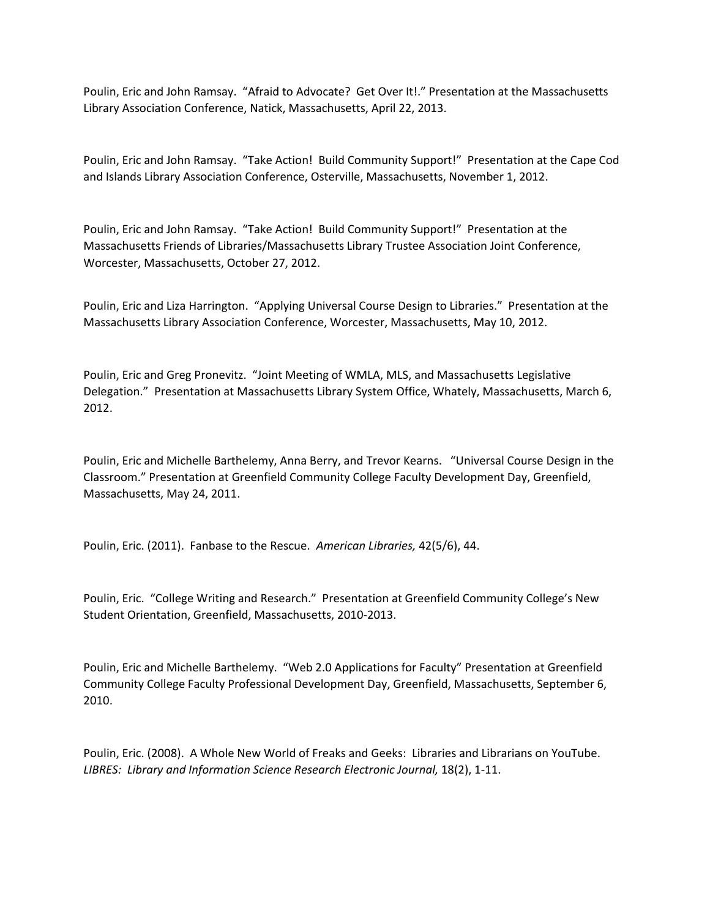Poulin, Eric and John Ramsay. "Afraid to Advocate? Get Over It!." Presentation at the Massachusetts Library Association Conference, Natick, Massachusetts, April 22, 2013.

Poulin, Eric and John Ramsay. "Take Action! Build Community Support!" Presentation at the Cape Cod and Islands Library Association Conference, Osterville, Massachusetts, November 1, 2012.

Poulin, Eric and John Ramsay. "Take Action! Build Community Support!" Presentation at the Massachusetts Friends of Libraries/Massachusetts Library Trustee Association Joint Conference, Worcester, Massachusetts, October 27, 2012.

Poulin, Eric and Liza Harrington. "Applying Universal Course Design to Libraries." Presentation at the Massachusetts Library Association Conference, Worcester, Massachusetts, May 10, 2012.

Poulin, Eric and Greg Pronevitz. "Joint Meeting of WMLA, MLS, and Massachusetts Legislative Delegation." Presentation at Massachusetts Library System Office, Whately, Massachusetts, March 6, 2012.

Poulin, Eric and Michelle Barthelemy, Anna Berry, and Trevor Kearns. "Universal Course Design in the Classroom." Presentation at Greenfield Community College Faculty Development Day, Greenfield, Massachusetts, May 24, 2011.

Poulin, Eric. (2011). Fanbase to the Rescue. *American Libraries,* 42(5/6), 44.

Poulin, Eric. "College Writing and Research." Presentation at Greenfield Community College's New Student Orientation, Greenfield, Massachusetts, 2010-2013.

Poulin, Eric and Michelle Barthelemy. "Web 2.0 Applications for Faculty" Presentation at Greenfield Community College Faculty Professional Development Day, Greenfield, Massachusetts, September 6, 2010.

Poulin, Eric. (2008). A Whole New World of Freaks and Geeks: Libraries and Librarians on YouTube. *LIBRES: Library and Information Science Research Electronic Journal,* 18(2), 1-11.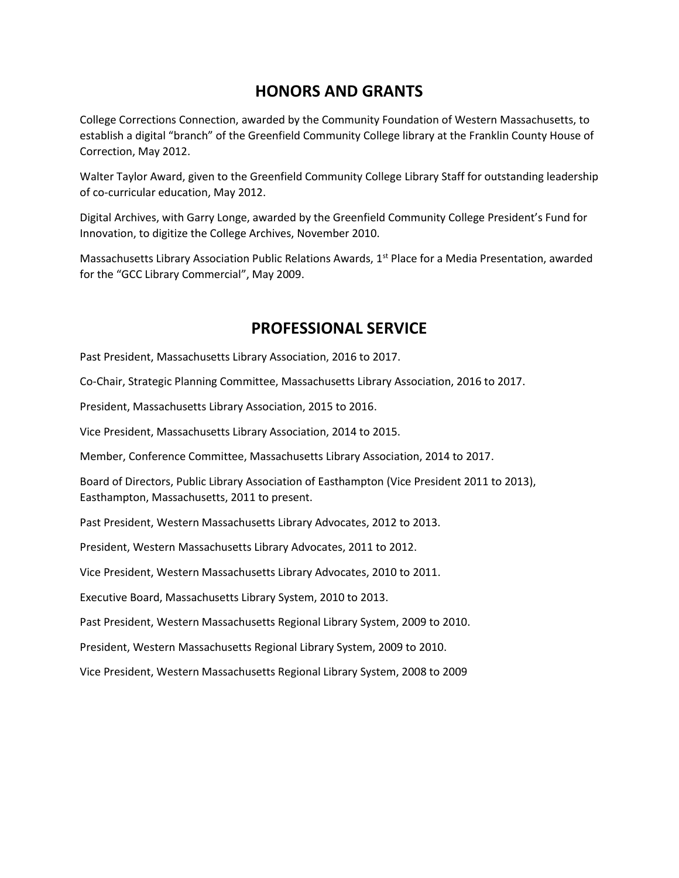## HONORS AND GRANTS

College Corrections Connection, awarded by the Community Foundation of Western Massachusetts, to establish a digital "branch" of the Greenfield Community College library at the Franklin County House of Correction, May 2012.

Walter Taylor Award, given to the Greenfield Community College Library Staff for outstanding leadership of co-curricular education, May 2012.

Digital Archives, with Garry Longe, awarded by the Greenfield Community College President's Fund for Innovation, to digitize the College Archives, November 2010.

Massachusetts Library Association Public Relations Awards, 1st Place for a Media Presentation, awarded for the "GCC Library Commercial", May 2009.

## PROFESSIONAL SERVICE

Past President, Massachusetts Library Association, 2016 to 2017.

Co-Chair, Strategic Planning Committee, Massachusetts Library Association, 2016 to 2017.

President, Massachusetts Library Association, 2015 to 2016.

Vice President, Massachusetts Library Association, 2014 to 2015.

Member, Conference Committee, Massachusetts Library Association, 2014 to 2017.

Board of Directors, Public Library Association of Easthampton (Vice President 2011 to 2013), Easthampton, Massachusetts, 2011 to present.

Past President, Western Massachusetts Library Advocates, 2012 to 2013.

President, Western Massachusetts Library Advocates, 2011 to 2012.

Vice President, Western Massachusetts Library Advocates, 2010 to 2011.

Executive Board, Massachusetts Library System, 2010 to 2013.

Past President, Western Massachusetts Regional Library System, 2009 to 2010.

President, Western Massachusetts Regional Library System, 2009 to 2010.

Vice President, Western Massachusetts Regional Library System, 2008 to 2009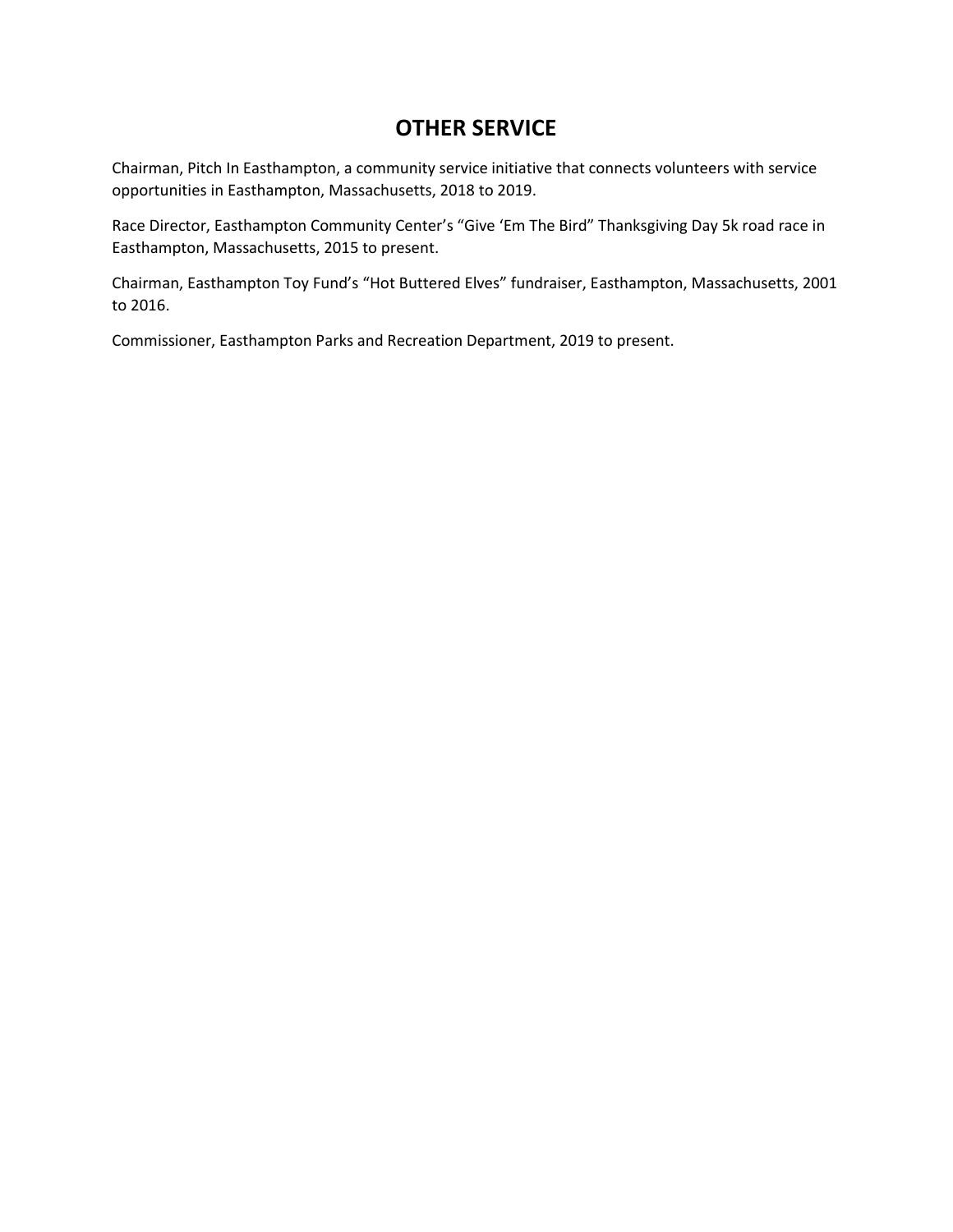# OTHER SERVICE

Chairman, Pitch In Easthampton, a community service initiative that connects volunteers with service opportunities in Easthampton, Massachusetts, 2018 to 2019.

Race Director, Easthampton Community Center's "Give 'Em The Bird" Thanksgiving Day 5k road race in Easthampton, Massachusetts, 2015 to present.

Chairman, Easthampton Toy Fund's "Hot Buttered Elves" fundraiser, Easthampton, Massachusetts, 2001 to 2016.

Commissioner, Easthampton Parks and Recreation Department, 2019 to present.